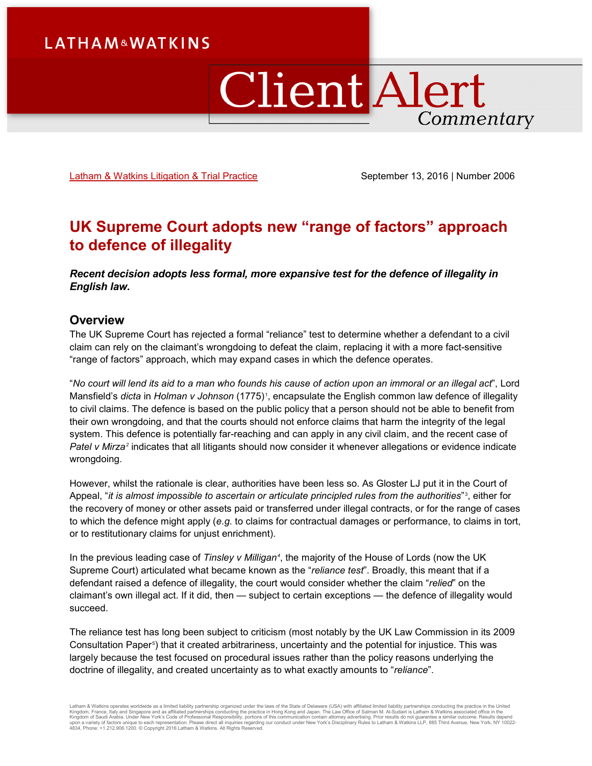Latham & Watkins Litigation & Trial Practice

September 13, 2016 | Number 2006

# UK Supreme Court adopts new "range of factors" approach to defence of illegality

***Recent decision adopts less formal, more expansive test for the defence of illegality in English law.***

## Overview

The UK Supreme Court has rejected a formal "reliance" test to determine whether a defendant to a civil claim can rely on the claimant's wrongdoing to defeat the claim, replacing it with a more fact-sensitive "range of factors" approach, which may expand cases in which the defence operates.

"*No court will lend its aid to a man who founds his cause of action upon an immoral or an illegal act*", Lord Mansfield's *dicta* in *Holman v Johnson* (1775)[1], encapsulate the English common law defence of illegality to civil claims. The defence is based on the public policy that a person should not be able to benefit from their own wrongdoing, and that the courts should not enforce claims that harm the integrity of the legal system. This defence is potentially far-reaching and can apply in any civil claim, and the recent case of *Patel v Mirza*[2] indicates that all litigants should now consider it whenever allegations or evidence indicate wrongdoing.

However, whilst the rationale is clear, authorities have been less so. As Gloster LJ put it in the Court of Appeal, "*it is almost impossible to ascertain or articulate principled rules from the authorities*"[3], either for the recovery of money or other assets paid or transferred under illegal contracts, or for the range of cases to which the defence might apply (*e.g.* to claims for contractual damages or performance, to claims in tort, or to restitutionary claims for unjust enrichment).

In the previous leading case of *Tinsley v Milligan*[4], the majority of the House of Lords (now the UK Supreme Court) articulated what became known as the "*reliance test*". Broadly, this meant that if a defendant raised a defence of illegality, the court would consider whether the claim "*relied*" on the claimant's own illegal act. If it did, then — subject to certain exceptions — the defence of illegality would succeed.

The reliance test has long been subject to criticism (most notably by the UK Law Commission in its 2009 Consultation Paper[5]) that it created arbitrariness, uncertainty and the potential for injustice. This was largely because the test focused on procedural issues rather than the policy reasons underlying the doctrine of illegality, and created uncertainty as to what exactly amounts to "*reliance*".

Latham & Watkins operates worldwide as a limited liability partnership organized under the laws of the State of Delaware (USA) with affiliated limited liability partnerships conducting the practice in the United Kingdom, France, Italy and Singapore and as affiliated partnerships conducting the practice in Hong Kong and Japan. The Law Office of Salman M. Al-Sudairi is Latham & Watkins associated office in the Kingdom of Saudi Arabia. Under New York's Code of Professional Responsibility, portions of this communication contain attorney advertising. Prior results do not guarantee a similar outcome. Results depend upon a variety of factors unique to each representation. Please direct all inquiries regarding our conduct under New York's Disciplinary Rules to Latham & Watkins LLP, 885 Third Avenue, New York, NY 10022-4834, Phone: +1.212.906.1200. © Copyright 2016 Latham & Watkins. All Rights Reserved.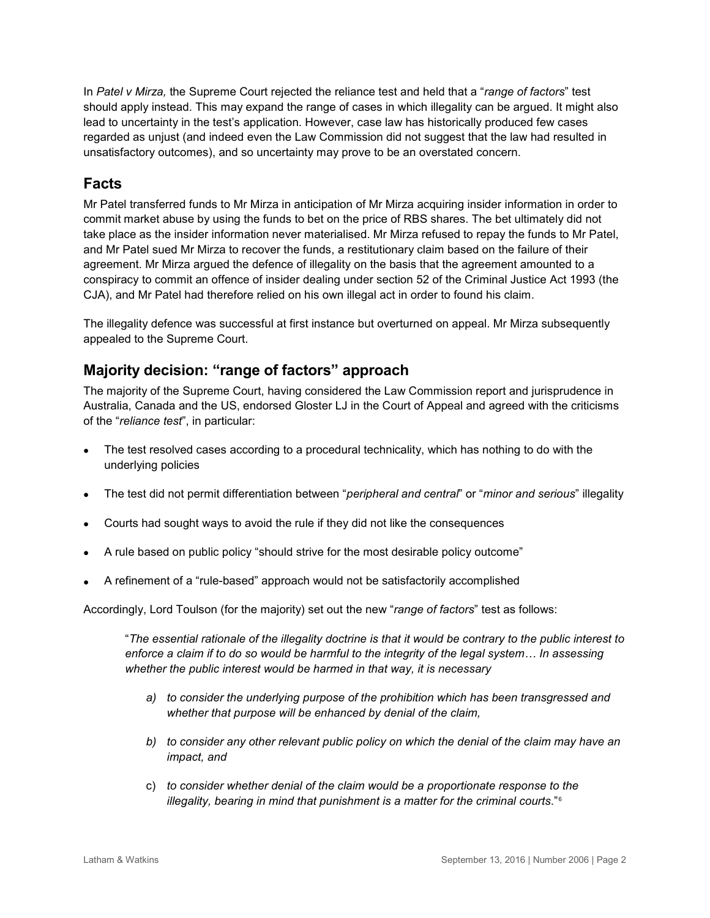In *Patel v Mirza,* the Supreme Court rejected the reliance test and held that a "*range of factors*" test should apply instead. This may expand the range of cases in which illegality can be argued. It might also lead to uncertainty in the test's application. However, case law has historically produced few cases regarded as unjust (and indeed even the Law Commission did not suggest that the law had resulted in unsatisfactory outcomes), and so uncertainty may prove to be an overstated concern.

## Facts

Mr Patel transferred funds to Mr Mirza in anticipation of Mr Mirza acquiring insider information in order to commit market abuse by using the funds to bet on the price of RBS shares. The bet ultimately did not take place as the insider information never materialised. Mr Mirza refused to repay the funds to Mr Patel, and Mr Patel sued Mr Mirza to recover the funds, a restitutionary claim based on the failure of their agreement. Mr Mirza argued the defence of illegality on the basis that the agreement amounted to a conspiracy to commit an offence of insider dealing under section 52 of the Criminal Justice Act 1993 (the CJA), and Mr Patel had therefore relied on his own illegal act in order to found his claim.

The illegality defence was successful at first instance but overturned on appeal. Mr Mirza subsequently appealed to the Supreme Court.

## Majority decision: "range of factors" approach

The majority of the Supreme Court, having considered the Law Commission report and jurisprudence in Australia, Canada and the US, endorsed Gloster LJ in the Court of Appeal and agreed with the criticisms of the "*reliance test*", in particular:

- The test resolved cases according to a procedural technicality, which has nothing to do with the underlying policies
- The test did not permit differentiation between "*peripheral and central*" or "*minor and serious*" illegality
- Courts had sought ways to avoid the rule if they did not like the consequences
- A rule based on public policy "should strive for the most desirable policy outcome"
- A refinement of a "rule-based" approach would not be satisfactorily accomplished

Accordingly, Lord Toulson (for the majority) set out the new "*range of factors*" test as follows:

> "*The essential rationale of the illegality doctrine is that it would be contrary to the public interest to enforce a claim if to do so would be harmful to the integrity of the legal system… In assessing whether the public interest would be harmed in that way, it is necessary*
>
> a) *to consider the underlying purpose of the prohibition which has been transgressed and whether that purpose will be enhanced by denial of the claim,*
>
> b) *to consider any other relevant public policy on which the denial of the claim may have an impact, and*
>
> c) *to consider whether denial of the claim would be a proportionate response to the illegality, bearing in mind that punishment is a matter for the criminal courts*."[6]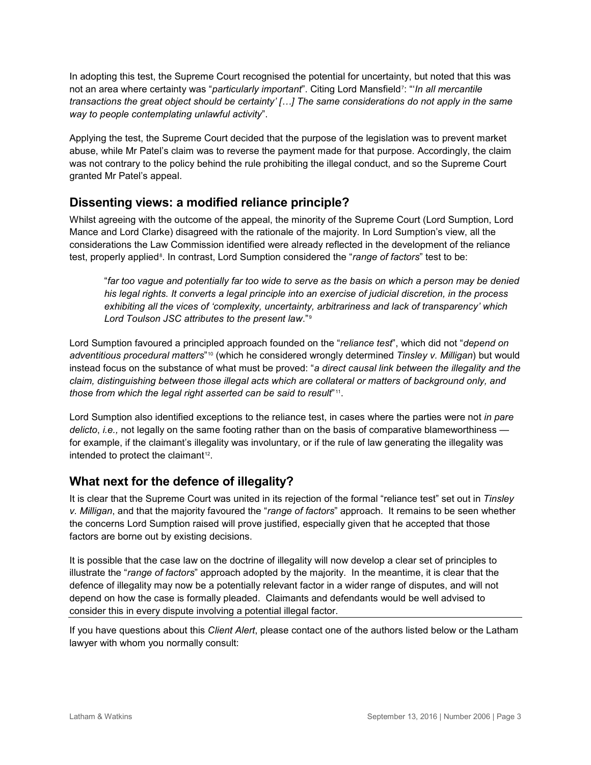In adopting this test, the Supreme Court recognised the potential for uncertainty, but noted that this was not an area where certainty was "*particularly important*". Citing Lord Mansfield[7]: "'*In all mercantile transactions the great object should be certainty' […] The same considerations do not apply in the same way to people contemplating unlawful activity*".

Applying the test, the Supreme Court decided that the purpose of the legislation was to prevent market abuse, while Mr Patel's claim was to reverse the payment made for that purpose. Accordingly, the claim was not contrary to the policy behind the rule prohibiting the illegal conduct, and so the Supreme Court granted Mr Patel's appeal.

## Dissenting views: a modified reliance principle?

Whilst agreeing with the outcome of the appeal, the minority of the Supreme Court (Lord Sumption, Lord Mance and Lord Clarke) disagreed with the rationale of the majority. In Lord Sumption's view, all the considerations the Law Commission identified were already reflected in the development of the reliance test, properly applied[8]. In contrast, Lord Sumption considered the "*range of factors*" test to be:

> "*far too vague and potentially far too wide to serve as the basis on which a person may be denied his legal rights. It converts a legal principle into an exercise of judicial discretion, in the process exhibiting all the vices of 'complexity, uncertainty, arbitrariness and lack of transparency' which Lord Toulson JSC attributes to the present law*."[9]

Lord Sumption favoured a principled approach founded on the "*reliance test*", which did not "*depend on adventitious procedural matters*"[10] (which he considered wrongly determined *Tinsley v. Milligan*) but would instead focus on the substance of what must be proved: "*a direct causal link between the illegality and the claim, distinguishing between those illegal acts which are collateral or matters of background only, and those from which the legal right asserted can be said to result*"[11].

Lord Sumption also identified exceptions to the reliance test, in cases where the parties were not *in pare delicto*, *i.e.,* not legally on the same footing rather than on the basis of comparative blameworthiness — for example, if the claimant's illegality was involuntary, or if the rule of law generating the illegality was intended to protect the claimant[12].

## What next for the defence of illegality?

It is clear that the Supreme Court was united in its rejection of the formal "reliance test" set out in *Tinsley v. Milligan*, and that the majority favoured the "*range of factors*" approach. It remains to be seen whether the concerns Lord Sumption raised will prove justified, especially given that he accepted that those factors are borne out by existing decisions.

It is possible that the case law on the doctrine of illegality will now develop a clear set of principles to illustrate the "*range of factors*" approach adopted by the majority. In the meantime, it is clear that the defence of illegality may now be a potentially relevant factor in a wider range of disputes, and will not depend on how the case is formally pleaded. Claimants and defendants would be well advised to consider this in every dispute involving a potential illegal factor.

---

If you have questions about this *Client Alert*, please contact one of the authors listed below or the Latham lawyer with whom you normally consult: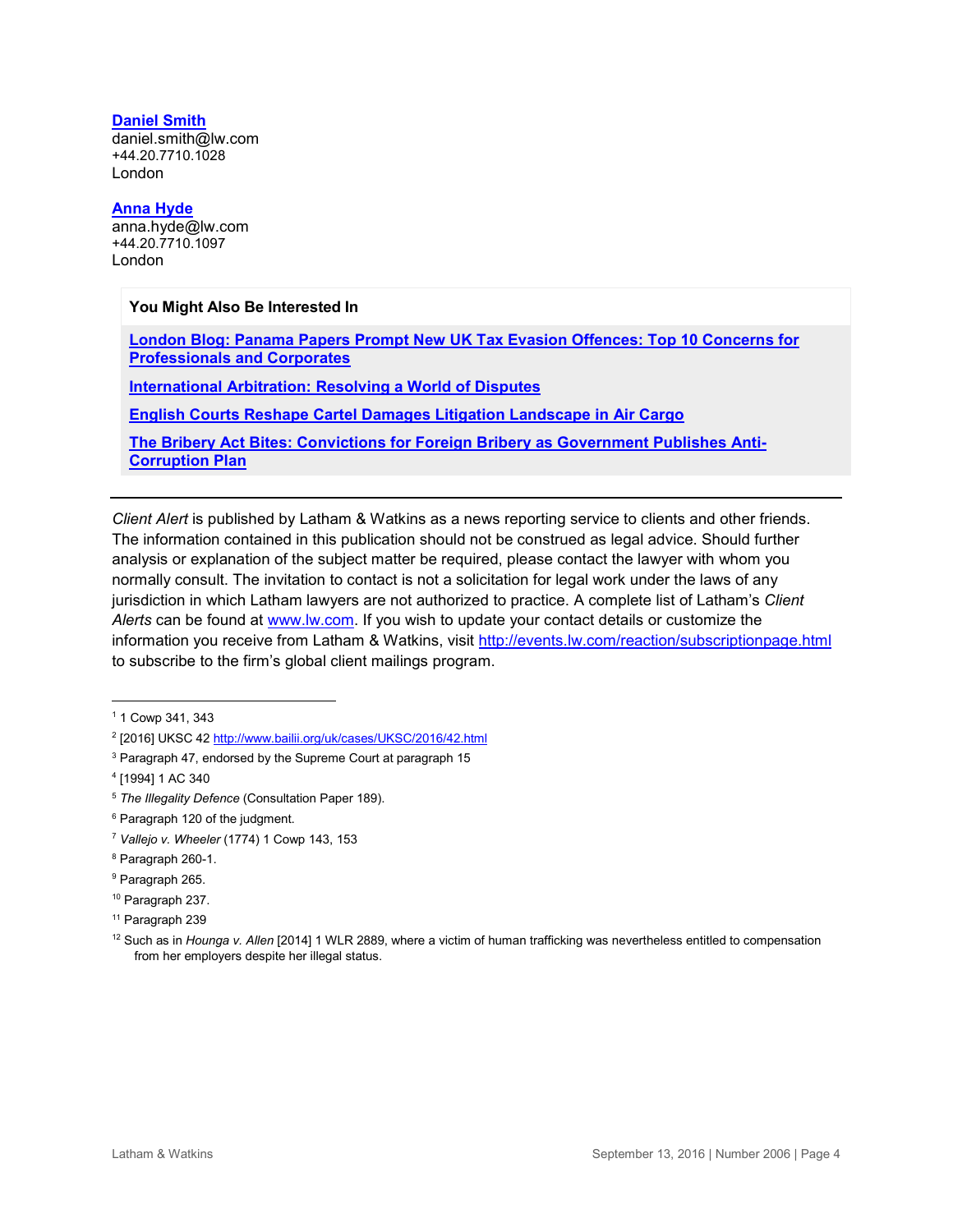**Daniel Smith**
daniel.smith@lw.com
+44.20.7710.1028
London

**Anna Hyde**
anna.hyde@lw.com
+44.20.7710.1097
London

**You Might Also Be Interested In**

**London Blog: Panama Papers Prompt New UK Tax Evasion Offences: Top 10 Concerns for Professionals and Corporates**

**International Arbitration: Resolving a World of Disputes**

**English Courts Reshape Cartel Damages Litigation Landscape in Air Cargo**

**The Bribery Act Bites: Convictions for Foreign Bribery as Government Publishes Anti-Corruption Plan**

---

*Client Alert* is published by Latham & Watkins as a news reporting service to clients and other friends. The information contained in this publication should not be construed as legal advice. Should further analysis or explanation of the subject matter be required, please contact the lawyer with whom you normally consult. The invitation to contact is not a solicitation for legal work under the laws of any jurisdiction in which Latham lawyers are not authorized to practice. A complete list of Latham's *Client Alerts* can be found at www.lw.com. If you wish to update your contact details or customize the information you receive from Latham & Watkins, visit http://events.lw.com/reaction/subscriptionpage.html to subscribe to the firm's global client mailings program.

---

[1] 1 Cowp 341, 343

[2] [2016] UKSC 42 http://www.bailii.org/uk/cases/UKSC/2016/42.html

[3] Paragraph 47, endorsed by the Supreme Court at paragraph 15

[4] [1994] 1 AC 340

[5] *The Illegality Defence* (Consultation Paper 189).

[6] Paragraph 120 of the judgment.

[7] *Vallejo v. Wheeler* (1774) 1 Cowp 143, 153

[8] Paragraph 260-1.

[9] Paragraph 265.

[10] Paragraph 237.

[11] Paragraph 239

[12] Such as in *Hounga v. Allen* [2014] 1 WLR 2889, where a victim of human trafficking was nevertheless entitled to compensation from her employers despite her illegal status.